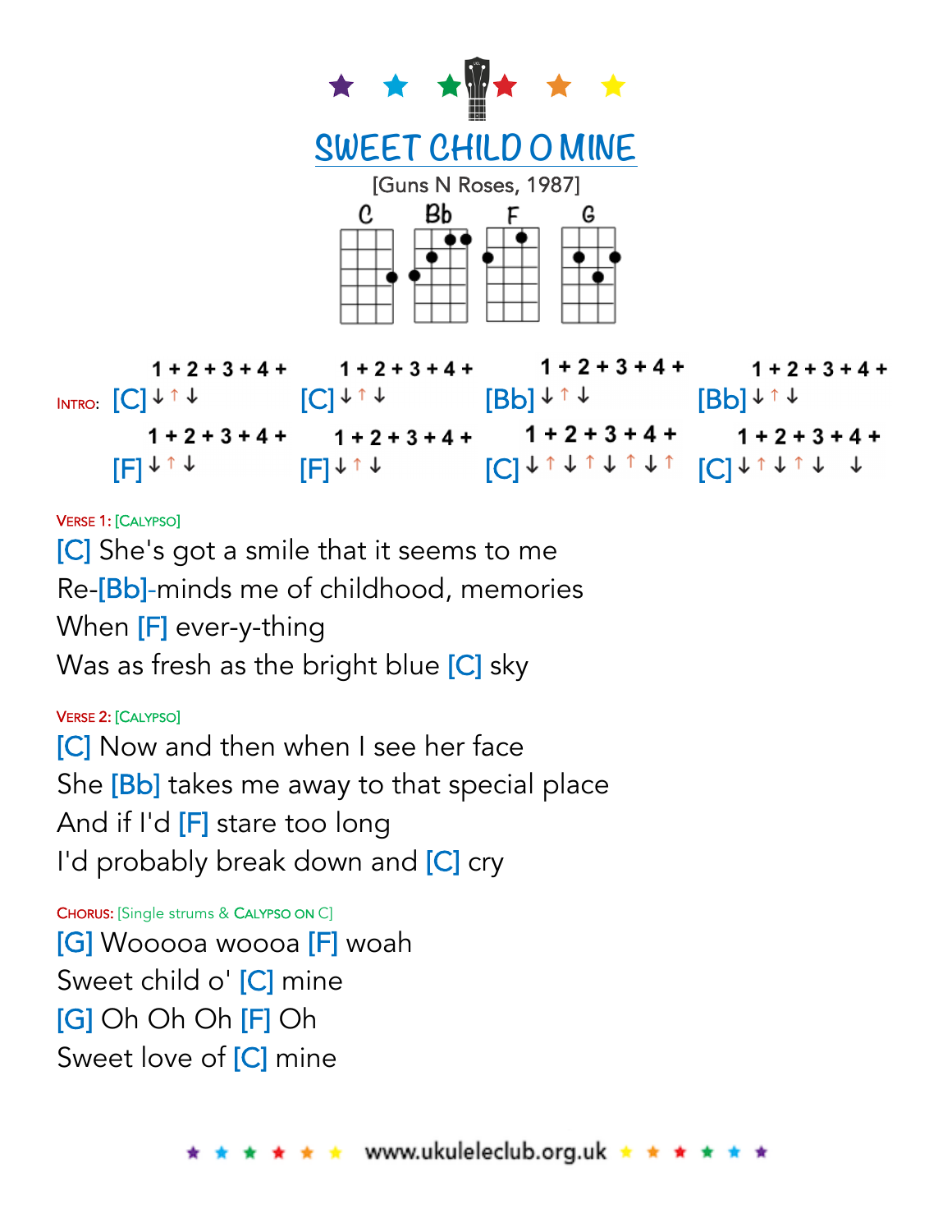# SWEET CHILD O MINE

[Guns N Roses, 1987]

C Bb F G

INTRO:

| 1 + 2 + 3 + 4 + | 1 + 2 + 3 + 4 + | 1 + 2 + 3 + 4 + | 1 + 2 + 3 + 4 + |
|---|---|---|---|
| [C] ↓ ↑ ↓ | [C] ↓ ↑ ↓ | [Bb] ↓ ↑ ↓ | [Bb] ↓ ↑ ↓ |
| [F] ↓ ↑ ↓ | [F] ↓ ↑ ↓ | [C] ↓ ↑ ↓ ↑ ↓ ↑ ↓ ↑ | [C] ↓ ↑ ↓ ↑ ↓ ↓ |

VERSE 1: [CALYPSO]

[C] She's got a smile that it seems to me
Re-[Bb]-minds me of childhood, memories
When [F] ever-y-thing
Was as fresh as the bright blue [C] sky

VERSE 2: [CALYPSO]

[C] Now and then when I see her face
She [Bb] takes me away to that special place
And if I'd [F] stare too long
I'd probably break down and [C] cry

CHORUS: [Single strums & CALYPSO ON C]

[G] Wooooa woooa [F] woah
Sweet child o' [C] mine
[G] Oh Oh Oh [F] Oh
Sweet love of [C] mine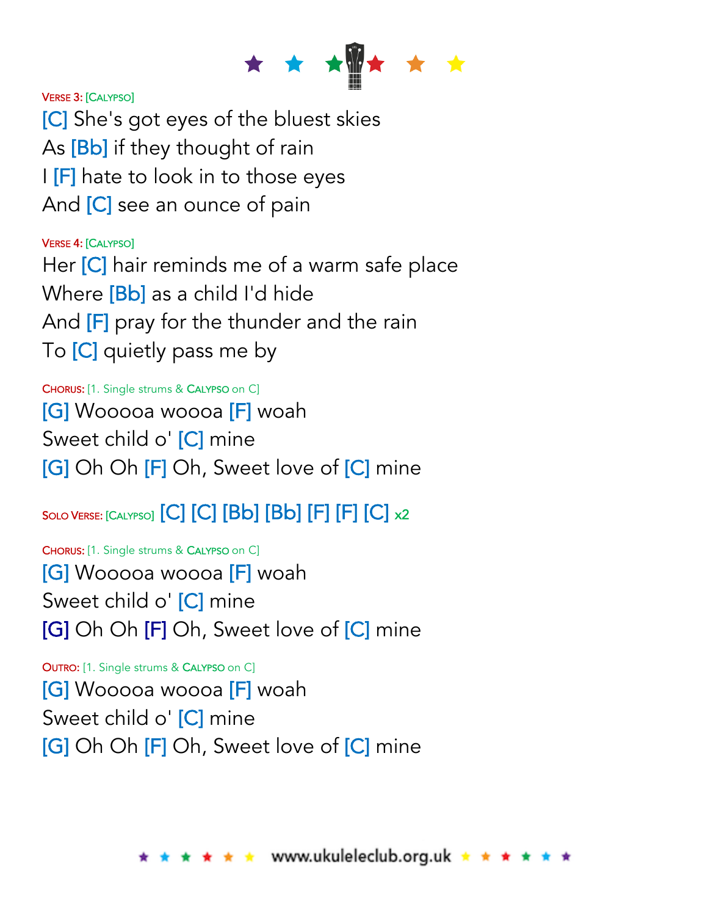VERSE 3: [CALYPSO]
[C] She's got eyes of the bluest skies
As [Bb] if they thought of rain
I [F] hate to look in to those eyes
And [C] see an ounce of pain

VERSE 4: [CALYPSO]
Her [C] hair reminds me of a warm safe place
Where [Bb] as a child I'd hide
And [F] pray for the thunder and the rain
To [C] quietly pass me by

CHORUS: [1. Single strums & CALYPSO on C]
[G] Wooooa woooa [F] woah
Sweet child o' [C] mine
[G] Oh Oh [F] Oh, Sweet love of [C] mine

SOLO VERSE: [CALYPSO] [C] [C] [Bb] [Bb] [F] [F] [C] x2

CHORUS: [1. Single strums & CALYPSO on C]
[G] Wooooa woooa [F] woah
Sweet child o' [C] mine
[G] Oh Oh [F] Oh, Sweet love of [C] mine

OUTRO: [1. Single strums & CALYPSO on C]
[G] Wooooa woooa [F] woah
Sweet child o' [C] mine
[G] Oh Oh [F] Oh, Sweet love of [C] mine